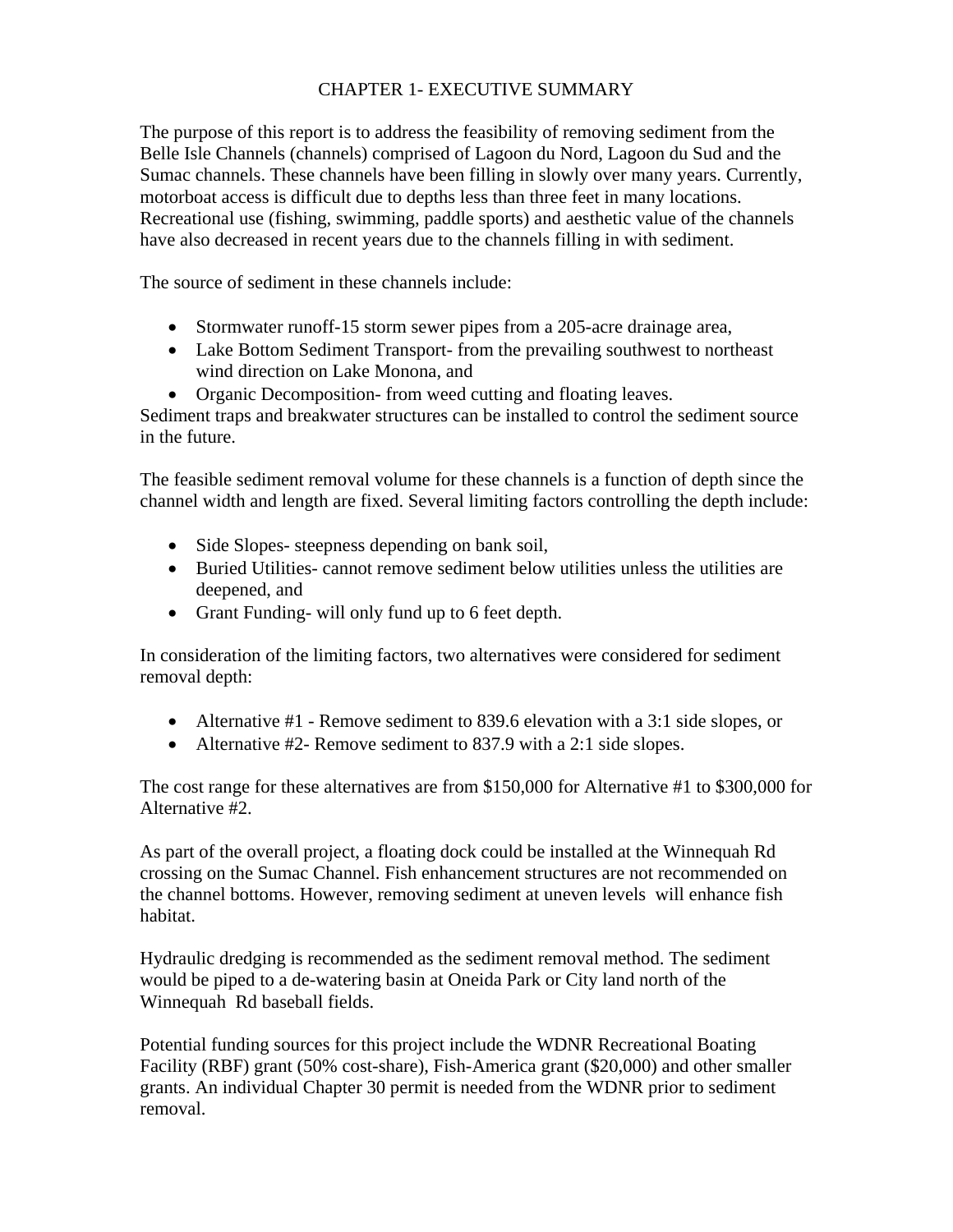# CHAPTER 1- EXECUTIVE SUMMARY

The purpose of this report is to address the feasibility of removing sediment from the Belle Isle Channels (channels) comprised of Lagoon du Nord, Lagoon du Sud and the Sumac channels. These channels have been filling in slowly over many years. Currently, motorboat access is difficult due to depths less than three feet in many locations. Recreational use (fishing, swimming, paddle sports) and aesthetic value of the channels have also decreased in recent years due to the channels filling in with sediment.

The source of sediment in these channels include:

- Stormwater runoff-15 storm sewer pipes from a 205-acre drainage area,
- Lake Bottom Sediment Transport- from the prevailing southwest to northeast wind direction on Lake Monona, and
- Organic Decomposition- from weed cutting and floating leaves.

Sediment traps and breakwater structures can be installed to control the sediment source in the future.

The feasible sediment removal volume for these channels is a function of depth since the channel width and length are fixed. Several limiting factors controlling the depth include:

- Side Slopes- steepness depending on bank soil,
- Buried Utilities- cannot remove sediment below utilities unless the utilities are deepened, and
- Grant Funding- will only fund up to 6 feet depth.

In consideration of the limiting factors, two alternatives were considered for sediment removal depth:

- Alternative #1 - Remove sediment to 839.6 elevation with a 3:1 side slopes, or
- Alternative #2- Remove sediment to 837.9 with a 2:1 side slopes.

The cost range for these alternatives are from $150,000 for Alternative #1 to $300,000 for Alternative #2.

As part of the overall project, a floating dock could be installed at the Winnequah Rd crossing on the Sumac Channel. Fish enhancement structures are not recommended on the channel bottoms. However, removing sediment at uneven levels will enhance fish habitat.

Hydraulic dredging is recommended as the sediment removal method. The sediment would be piped to a de-watering basin at Oneida Park or City land north of the Winnequah Rd baseball fields.

Potential funding sources for this project include the WDNR Recreational Boating Facility (RBF) grant (50% cost-share), Fish-America grant ($20,000) and other smaller grants. An individual Chapter 30 permit is needed from the WDNR prior to sediment removal.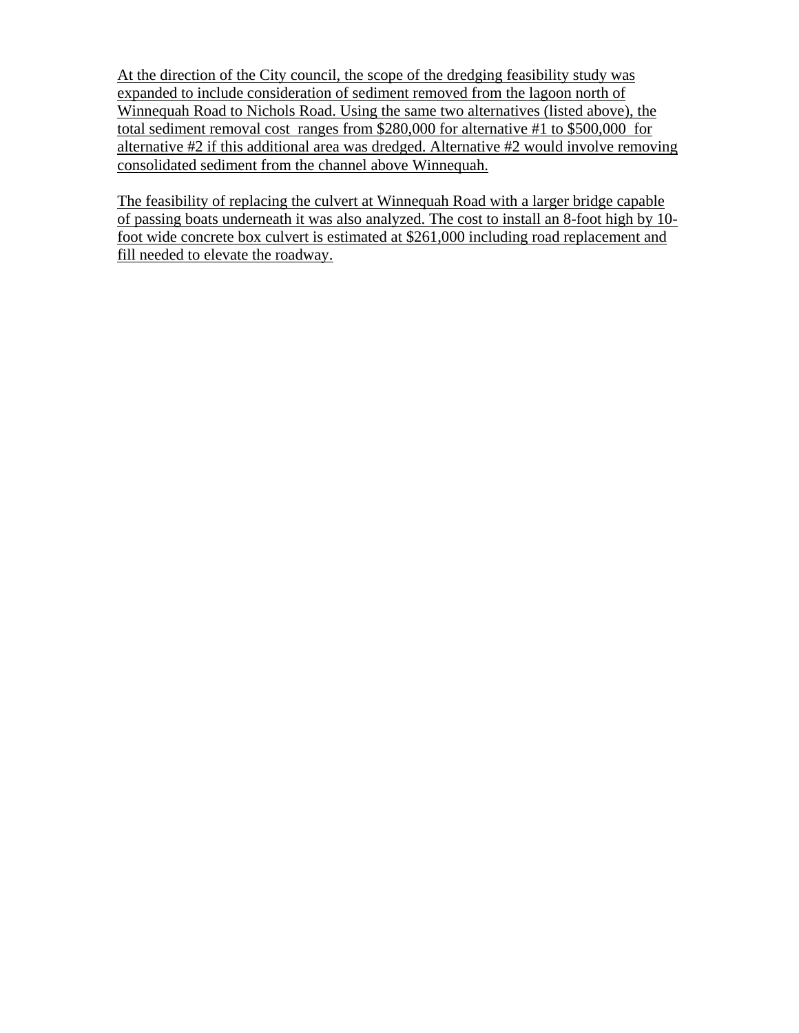<u>At the direction of the City council, the scope of the dredging feasibility study was expanded to include consideration of sediment removed from the lagoon north of Winnequah Road to Nichols Road. Using the same two alternatives (listed above), the total sediment removal cost ranges from $280,000 for alternative #1 to $500,000 for alternative #2 if this additional area was dredged. Alternative #2 would involve removing consolidated sediment from the channel above Winnequah.</u>

<u>The feasibility of replacing the culvert at Winnequah Road with a larger bridge capable of passing boats underneath it was also analyzed. The cost to install an 8-foot high by 10-foot wide concrete box culvert is estimated at $261,000 including road replacement and fill needed to elevate the roadway.</u>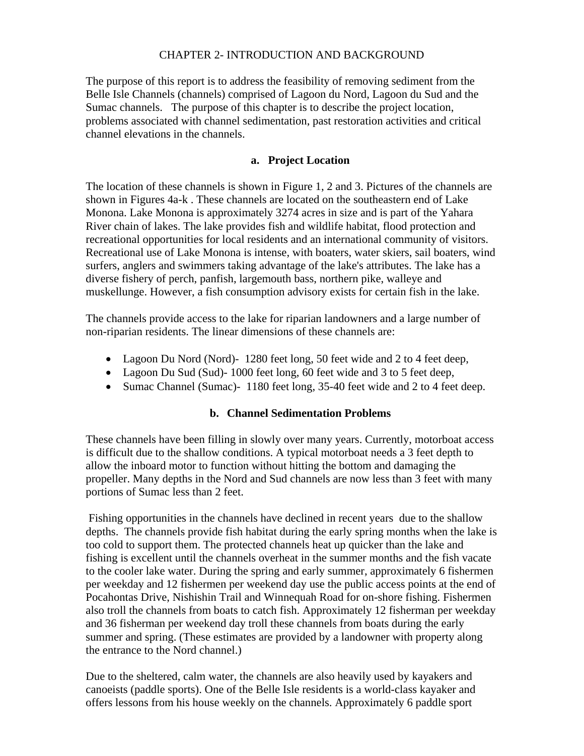# CHAPTER 2- INTRODUCTION AND BACKGROUND

The purpose of this report is to address the feasibility of removing sediment from the Belle Isle Channels (channels) comprised of Lagoon du Nord, Lagoon du Sud and the Sumac channels. The purpose of this chapter is to describe the project location, problems associated with channel sedimentation, past restoration activities and critical channel elevations in the channels.

## a. Project Location

The location of these channels is shown in Figure 1, 2 and 3. Pictures of the channels are shown in Figures 4a-k . These channels are located on the southeastern end of Lake Monona. Lake Monona is approximately 3274 acres in size and is part of the Yahara River chain of lakes. The lake provides fish and wildlife habitat, flood protection and recreational opportunities for local residents and an international community of visitors. Recreational use of Lake Monona is intense, with boaters, water skiers, sail boaters, wind surfers, anglers and swimmers taking advantage of the lake's attributes. The lake has a diverse fishery of perch, panfish, largemouth bass, northern pike, walleye and muskellunge. However, a fish consumption advisory exists for certain fish in the lake.

The channels provide access to the lake for riparian landowners and a large number of non-riparian residents. The linear dimensions of these channels are:

- Lagoon Du Nord (Nord)- 1280 feet long, 50 feet wide and 2 to 4 feet deep,
- Lagoon Du Sud (Sud)- 1000 feet long, 60 feet wide and 3 to 5 feet deep,
- Sumac Channel (Sumac)- 1180 feet long, 35-40 feet wide and 2 to 4 feet deep.

## b. Channel Sedimentation Problems

These channels have been filling in slowly over many years. Currently, motorboat access is difficult due to the shallow conditions. A typical motorboat needs a 3 feet depth to allow the inboard motor to function without hitting the bottom and damaging the propeller. Many depths in the Nord and Sud channels are now less than 3 feet with many portions of Sumac less than 2 feet.

Fishing opportunities in the channels have declined in recent years due to the shallow depths. The channels provide fish habitat during the early spring months when the lake is too cold to support them. The protected channels heat up quicker than the lake and fishing is excellent until the channels overheat in the summer months and the fish vacate to the cooler lake water. During the spring and early summer, approximately 6 fishermen per weekday and 12 fishermen per weekend day use the public access points at the end of Pocahontas Drive, Nishishin Trail and Winnequah Road for on-shore fishing. Fishermen also troll the channels from boats to catch fish. Approximately 12 fisherman per weekday and 36 fisherman per weekend day troll these channels from boats during the early summer and spring. (These estimates are provided by a landowner with property along the entrance to the Nord channel.)

Due to the sheltered, calm water, the channels are also heavily used by kayakers and canoeists (paddle sports). One of the Belle Isle residents is a world-class kayaker and offers lessons from his house weekly on the channels. Approximately 6 paddle sport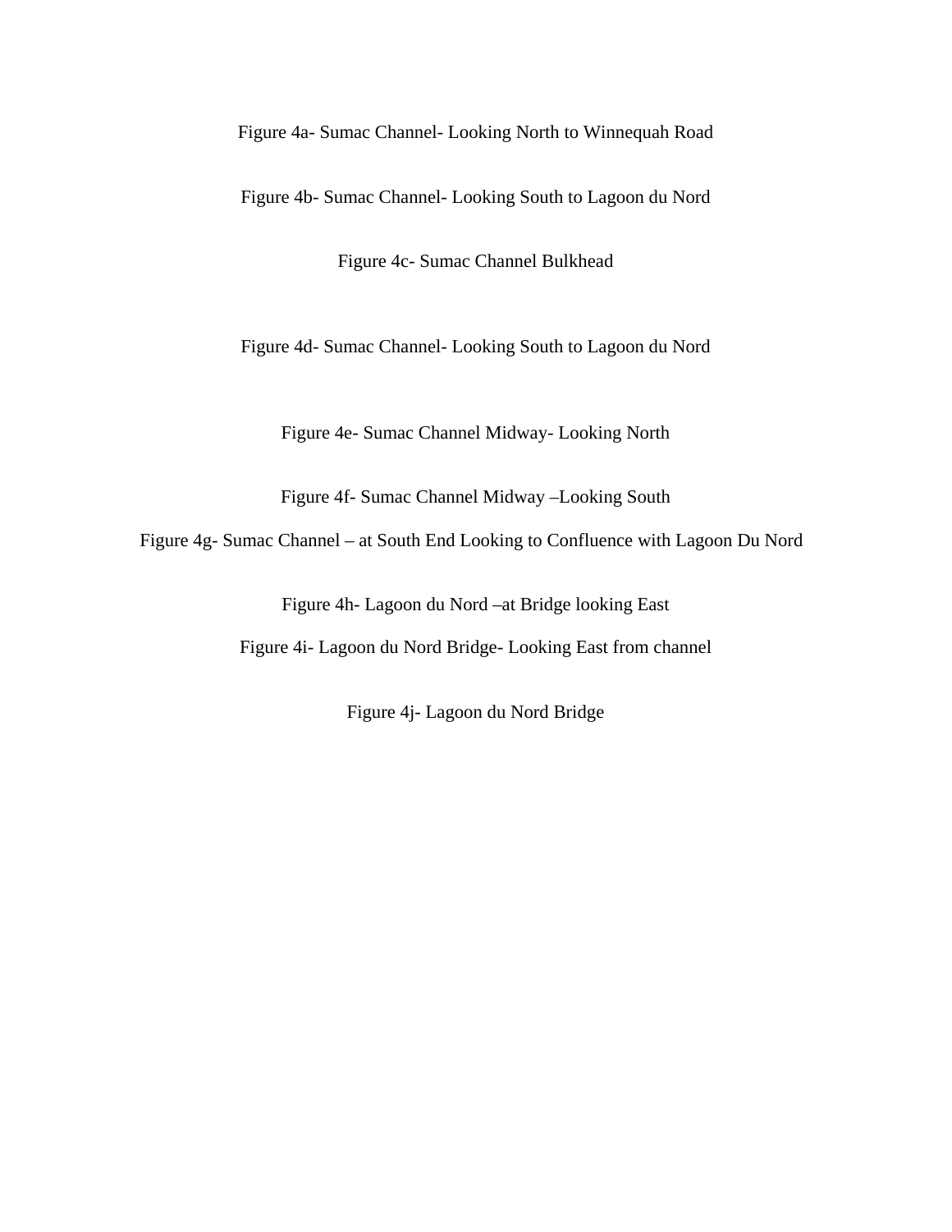Figure 4a- Sumac Channel- Looking North to Winnequah Road

Figure 4b- Sumac Channel- Looking South to Lagoon du Nord

Figure 4c- Sumac Channel Bulkhead

Figure 4d- Sumac Channel- Looking South to Lagoon du Nord

Figure 4e- Sumac Channel Midway- Looking North

Figure 4f- Sumac Channel Midway –Looking South

Figure 4g- Sumac Channel – at South End Looking to Confluence with Lagoon Du Nord

Figure 4h- Lagoon du Nord –at Bridge looking East

Figure 4i- Lagoon du Nord Bridge- Looking East from channel

Figure 4j- Lagoon du Nord Bridge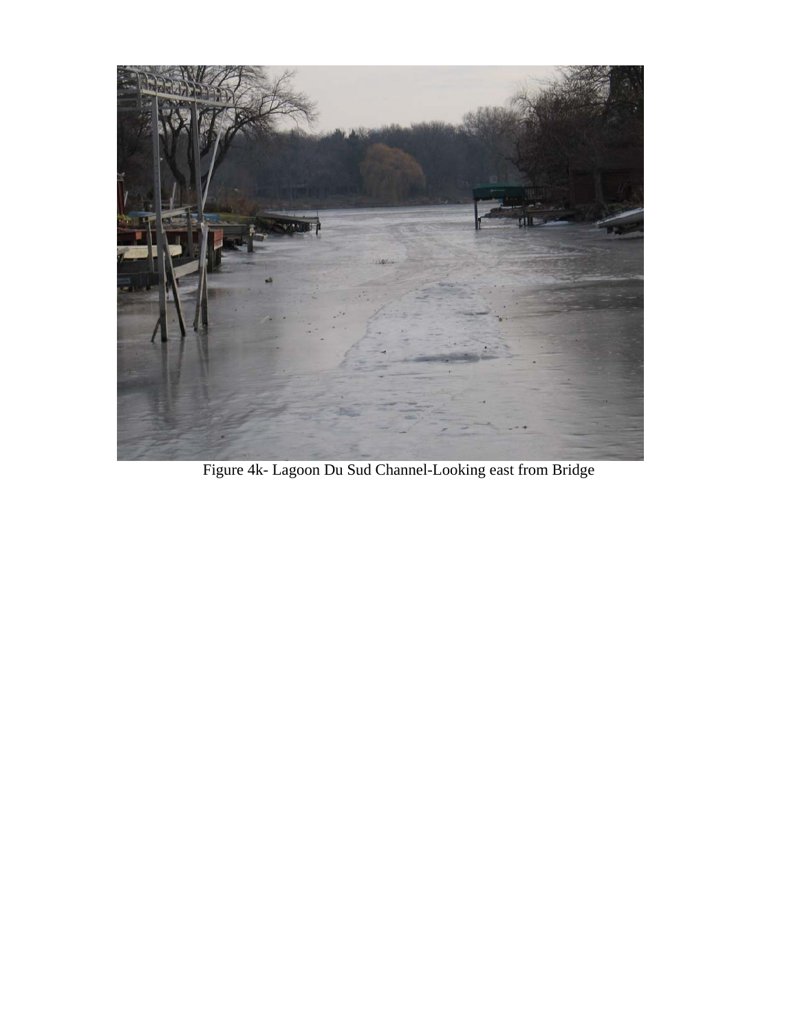Figure 4k- Lagoon Du Sud Channel-Looking east from Bridge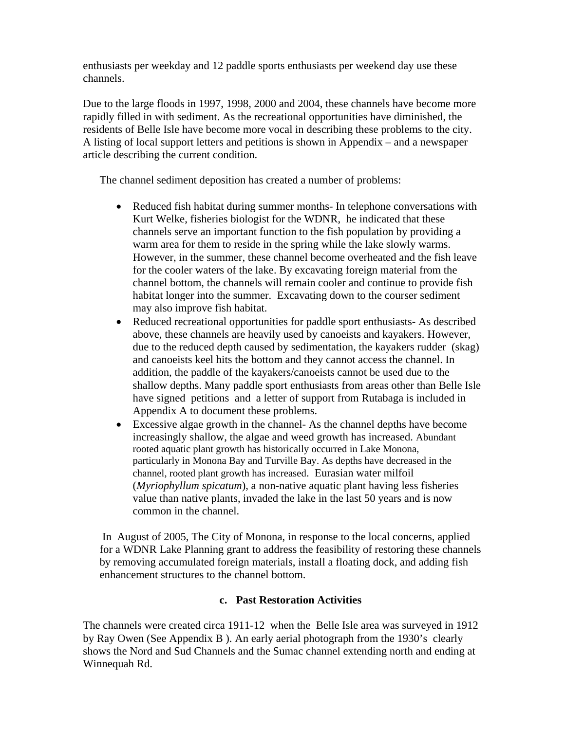enthusiasts per weekday and 12 paddle sports enthusiasts per weekend day use these channels.

Due to the large floods in 1997, 1998, 2000 and 2004, these channels have become more rapidly filled in with sediment. As the recreational opportunities have diminished, the residents of Belle Isle have become more vocal in describing these problems to the city. A listing of local support letters and petitions is shown in Appendix – and a newspaper article describing the current condition.

The channel sediment deposition has created a number of problems:

- Reduced fish habitat during summer months- In telephone conversations with Kurt Welke, fisheries biologist for the WDNR, he indicated that these channels serve an important function to the fish population by providing a warm area for them to reside in the spring while the lake slowly warms. However, in the summer, these channel become overheated and the fish leave for the cooler waters of the lake. By excavating foreign material from the channel bottom, the channels will remain cooler and continue to provide fish habitat longer into the summer. Excavating down to the courser sediment may also improve fish habitat.
- Reduced recreational opportunities for paddle sport enthusiasts- As described above, these channels are heavily used by canoeists and kayakers. However, due to the reduced depth caused by sedimentation, the kayakers rudder (skag) and canoeists keel hits the bottom and they cannot access the channel. In addition, the paddle of the kayakers/canoeists cannot be used due to the shallow depths. Many paddle sport enthusiasts from areas other than Belle Isle have signed petitions and a letter of support from Rutabaga is included in Appendix A to document these problems.
- Excessive algae growth in the channel- As the channel depths have become increasingly shallow, the algae and weed growth has increased. Abundant rooted aquatic plant growth has historically occurred in Lake Monona, particularly in Monona Bay and Turville Bay. As depths have decreased in the channel, rooted plant growth has increased. Eurasian water milfoil (*Myriophyllum spicatum*), a non-native aquatic plant having less fisheries value than native plants, invaded the lake in the last 50 years and is now common in the channel.

In August of 2005, The City of Monona, in response to the local concerns, applied for a WDNR Lake Planning grant to address the feasibility of restoring these channels by removing accumulated foreign materials, install a floating dock, and adding fish enhancement structures to the channel bottom.

### c. Past Restoration Activities

The channels were created circa 1911-12 when the Belle Isle area was surveyed in 1912 by Ray Owen (See Appendix B ). An early aerial photograph from the 1930's clearly shows the Nord and Sud Channels and the Sumac channel extending north and ending at Winnequah Rd.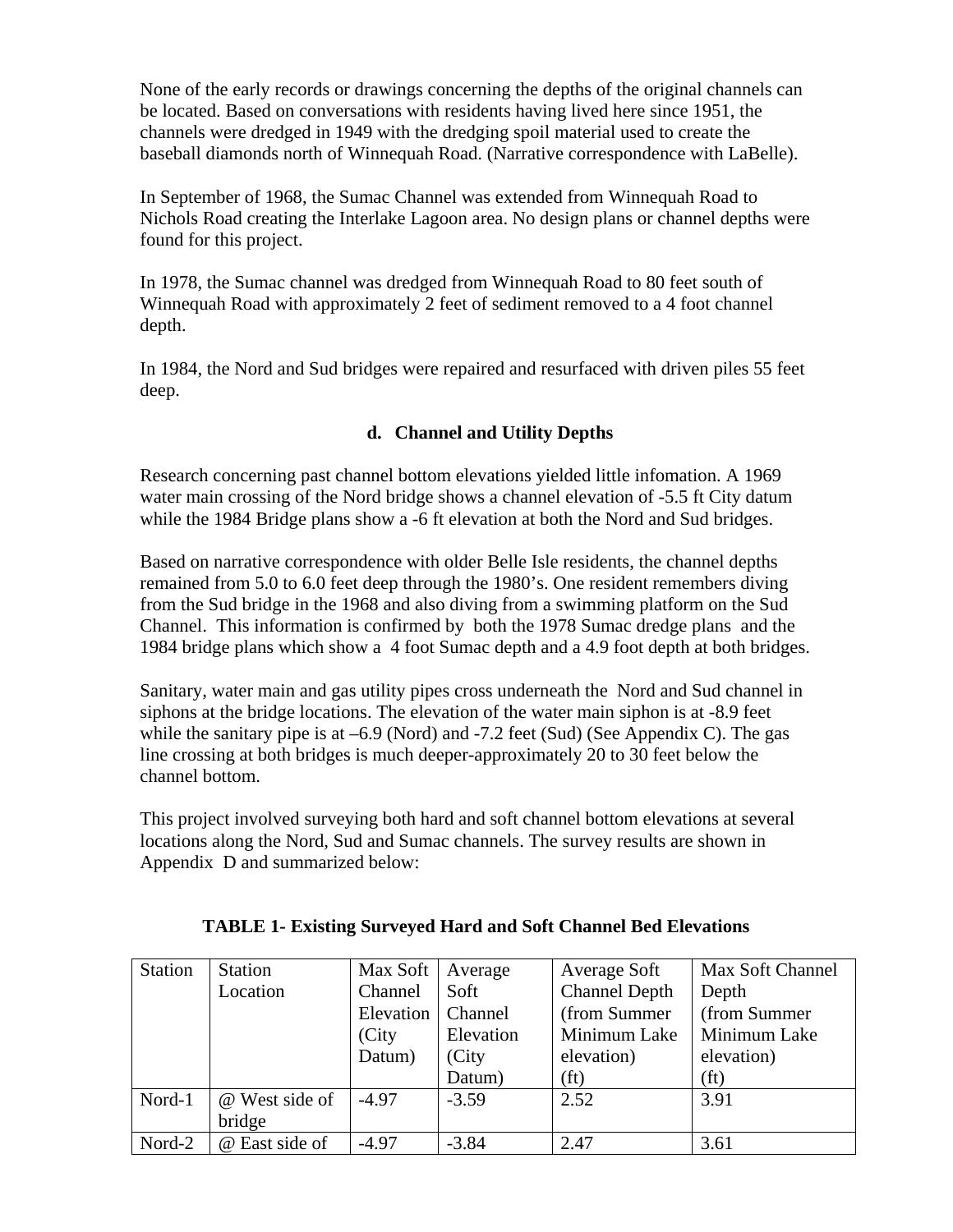None of the early records or drawings concerning the depths of the original channels can be located. Based on conversations with residents having lived here since 1951, the channels were dredged in 1949 with the dredging spoil material used to create the baseball diamonds north of Winnequah Road. (Narrative correspondence with LaBelle).

In September of 1968, the Sumac Channel was extended from Winnequah Road to Nichols Road creating the Interlake Lagoon area. No design plans or channel depths were found for this project.

In 1978, the Sumac channel was dredged from Winnequah Road to 80 feet south of Winnequah Road with approximately 2 feet of sediment removed to a 4 foot channel depth.

In 1984, the Nord and Sud bridges were repaired and resurfaced with driven piles 55 feet deep.

### d. Channel and Utility Depths

Research concerning past channel bottom elevations yielded little infomation. A 1969 water main crossing of the Nord bridge shows a channel elevation of -5.5 ft City datum while the 1984 Bridge plans show a -6 ft elevation at both the Nord and Sud bridges.

Based on narrative correspondence with older Belle Isle residents, the channel depths remained from 5.0 to 6.0 feet deep through the 1980's. One resident remembers diving from the Sud bridge in the 1968 and also diving from a swimming platform on the Sud Channel. This information is confirmed by both the 1978 Sumac dredge plans and the 1984 bridge plans which show a 4 foot Sumac depth and a 4.9 foot depth at both bridges.

Sanitary, water main and gas utility pipes cross underneath the Nord and Sud channel in siphons at the bridge locations. The elevation of the water main siphon is at -8.9 feet while the sanitary pipe is at –6.9 (Nord) and -7.2 feet (Sud) (See Appendix C). The gas line crossing at both bridges is much deeper-approximately 20 to 30 feet below the channel bottom.

This project involved surveying both hard and soft channel bottom elevations at several locations along the Nord, Sud and Sumac channels. The survey results are shown in Appendix D and summarized below:

**TABLE 1- Existing Surveyed Hard and Soft Channel Bed Elevations**

| Station | Station Location | Max Soft Channel Elevation (City Datum) | Average Soft Channel Elevation (City Datum) | Average Soft Channel Depth (from Summer Minimum Lake elevation) (ft) | Max Soft Channel Depth (from Summer Minimum Lake elevation) (ft) |
|---|---|---|---|---|---|
| Nord-1 | @ West side of bridge | -4.97 | -3.59 | 2.52 | 3.91 |
| Nord-2 | @ East side of | -4.97 | -3.84 | 2.47 | 3.61 |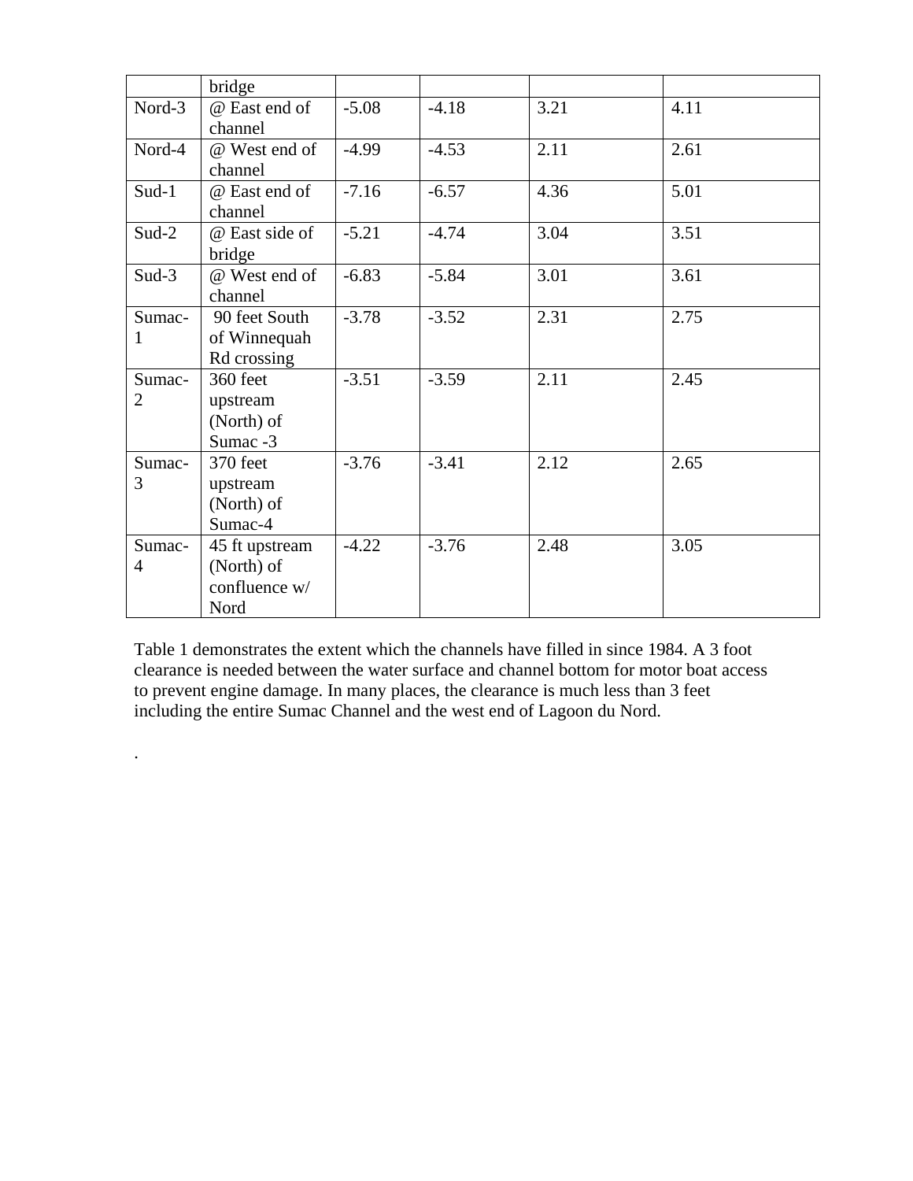| | bridge | | | | |
|---|---|---|---|---|---|
| Nord-3 | @ East end of channel | -5.08 | -4.18 | 3.21 | 4.11 |
| Nord-4 | @ West end of channel | -4.99 | -4.53 | 2.11 | 2.61 |
| Sud-1 | @ East end of channel | -7.16 | -6.57 | 4.36 | 5.01 |
| Sud-2 | @ East side of bridge | -5.21 | -4.74 | 3.04 | 3.51 |
| Sud-3 | @ West end of channel | -6.83 | -5.84 | 3.01 | 3.61 |
| Sumac-1 | 90 feet South of Winnequah Rd crossing | -3.78 | -3.52 | 2.31 | 2.75 |
| Sumac-2 | 360 feet upstream (North) of Sumac -3 | -3.51 | -3.59 | 2.11 | 2.45 |
| Sumac-3 | 370 feet upstream (North) of Sumac-4 | -3.76 | -3.41 | 2.12 | 2.65 |
| Sumac-4 | 45 ft upstream (North) of confluence w/ Nord | -4.22 | -3.76 | 2.48 | 3.05 |

Table 1 demonstrates the extent which the channels have filled in since 1984. A 3 foot clearance is needed between the water surface and channel bottom for motor boat access to prevent engine damage. In many places, the clearance is much less than 3 feet including the entire Sumac Channel and the west end of Lagoon du Nord.

.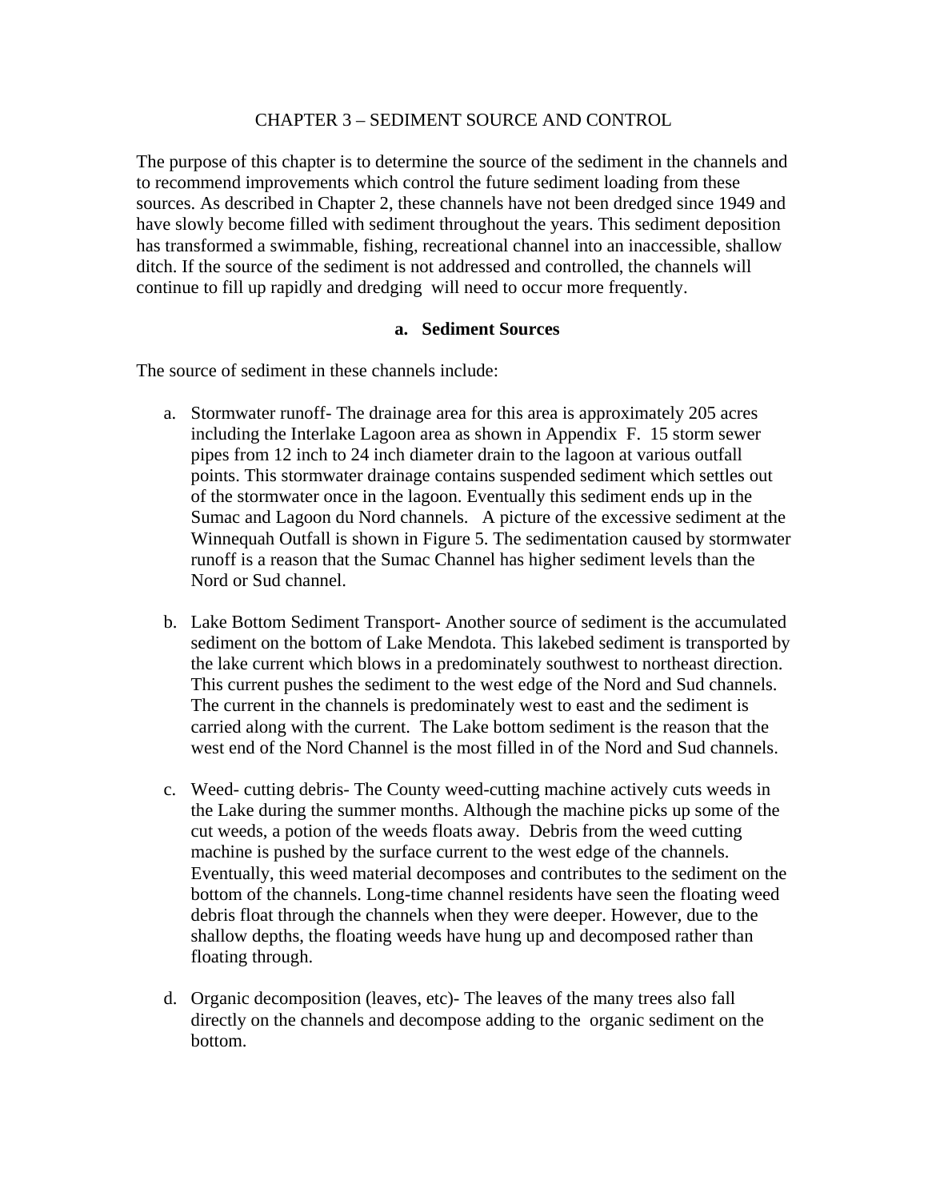# CHAPTER 3 – SEDIMENT SOURCE AND CONTROL

The purpose of this chapter is to determine the source of the sediment in the channels and to recommend improvements which control the future sediment loading from these sources. As described in Chapter 2, these channels have not been dredged since 1949 and have slowly become filled with sediment throughout the years. This sediment deposition has transformed a swimmable, fishing, recreational channel into an inaccessible, shallow ditch. If the source of the sediment is not addressed and controlled, the channels will continue to fill up rapidly and dredging will need to occur more frequently.

## a. Sediment Sources

The source of sediment in these channels include:

a. Stormwater runoff- The drainage area for this area is approximately 205 acres including the Interlake Lagoon area as shown in Appendix F. 15 storm sewer pipes from 12 inch to 24 inch diameter drain to the lagoon at various outfall points. This stormwater drainage contains suspended sediment which settles out of the stormwater once in the lagoon. Eventually this sediment ends up in the Sumac and Lagoon du Nord channels. A picture of the excessive sediment at the Winnequah Outfall is shown in Figure 5. The sedimentation caused by stormwater runoff is a reason that the Sumac Channel has higher sediment levels than the Nord or Sud channel.

b. Lake Bottom Sediment Transport- Another source of sediment is the accumulated sediment on the bottom of Lake Mendota. This lakebed sediment is transported by the lake current which blows in a predominately southwest to northeast direction. This current pushes the sediment to the west edge of the Nord and Sud channels. The current in the channels is predominately west to east and the sediment is carried along with the current. The Lake bottom sediment is the reason that the west end of the Nord Channel is the most filled in of the Nord and Sud channels.

c. Weed- cutting debris- The County weed-cutting machine actively cuts weeds in the Lake during the summer months. Although the machine picks up some of the cut weeds, a potion of the weeds floats away. Debris from the weed cutting machine is pushed by the surface current to the west edge of the channels. Eventually, this weed material decomposes and contributes to the sediment on the bottom of the channels. Long-time channel residents have seen the floating weed debris float through the channels when they were deeper. However, due to the shallow depths, the floating weeds have hung up and decomposed rather than floating through.

d. Organic decomposition (leaves, etc)- The leaves of the many trees also fall directly on the channels and decompose adding to the organic sediment on the bottom.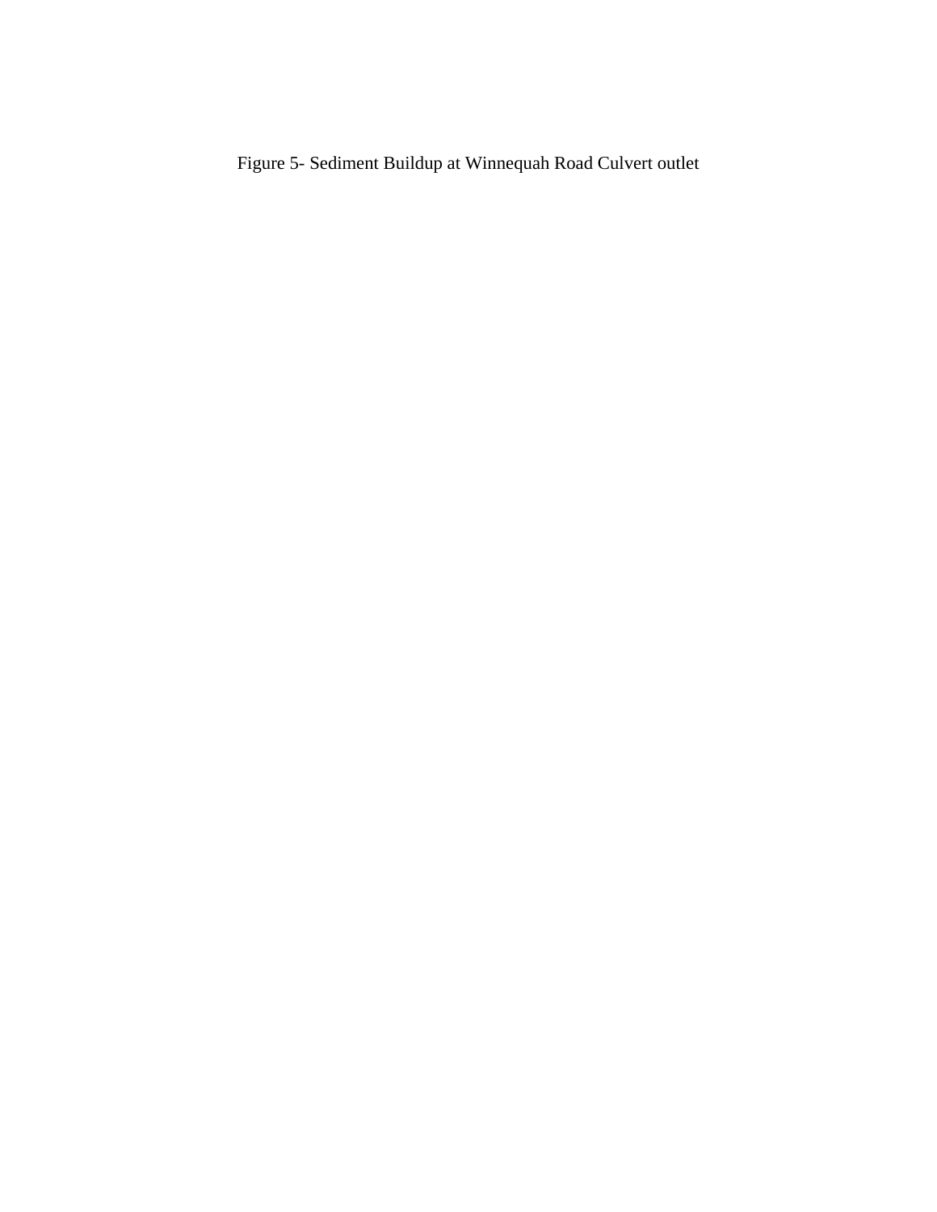Figure 5- Sediment Buildup at Winnequah Road Culvert outlet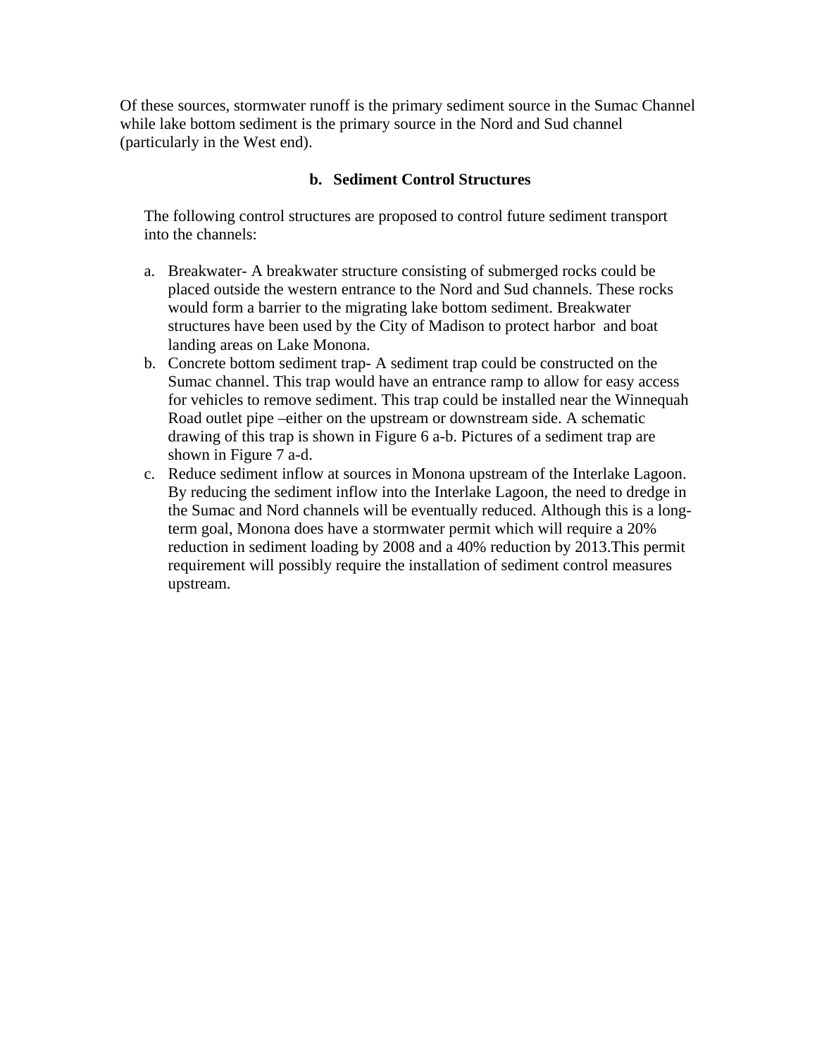Of these sources, stormwater runoff is the primary sediment source in the Sumac Channel while lake bottom sediment is the primary source in the Nord and Sud channel (particularly in the West end).

### b. Sediment Control Structures

The following control structures are proposed to control future sediment transport into the channels:

a. Breakwater- A breakwater structure consisting of submerged rocks could be placed outside the western entrance to the Nord and Sud channels. These rocks would form a barrier to the migrating lake bottom sediment. Breakwater structures have been used by the City of Madison to protect harbor and boat landing areas on Lake Monona.
b. Concrete bottom sediment trap- A sediment trap could be constructed on the Sumac channel. This trap would have an entrance ramp to allow for easy access for vehicles to remove sediment. This trap could be installed near the Winnequah Road outlet pipe –either on the upstream or downstream side. A schematic drawing of this trap is shown in Figure 6 a-b. Pictures of a sediment trap are shown in Figure 7 a-d.
c. Reduce sediment inflow at sources in Monona upstream of the Interlake Lagoon. By reducing the sediment inflow into the Interlake Lagoon, the need to dredge in the Sumac and Nord channels will be eventually reduced. Although this is a long-term goal, Monona does have a stormwater permit which will require a 20% reduction in sediment loading by 2008 and a 40% reduction by 2013.This permit requirement will possibly require the installation of sediment control measures upstream.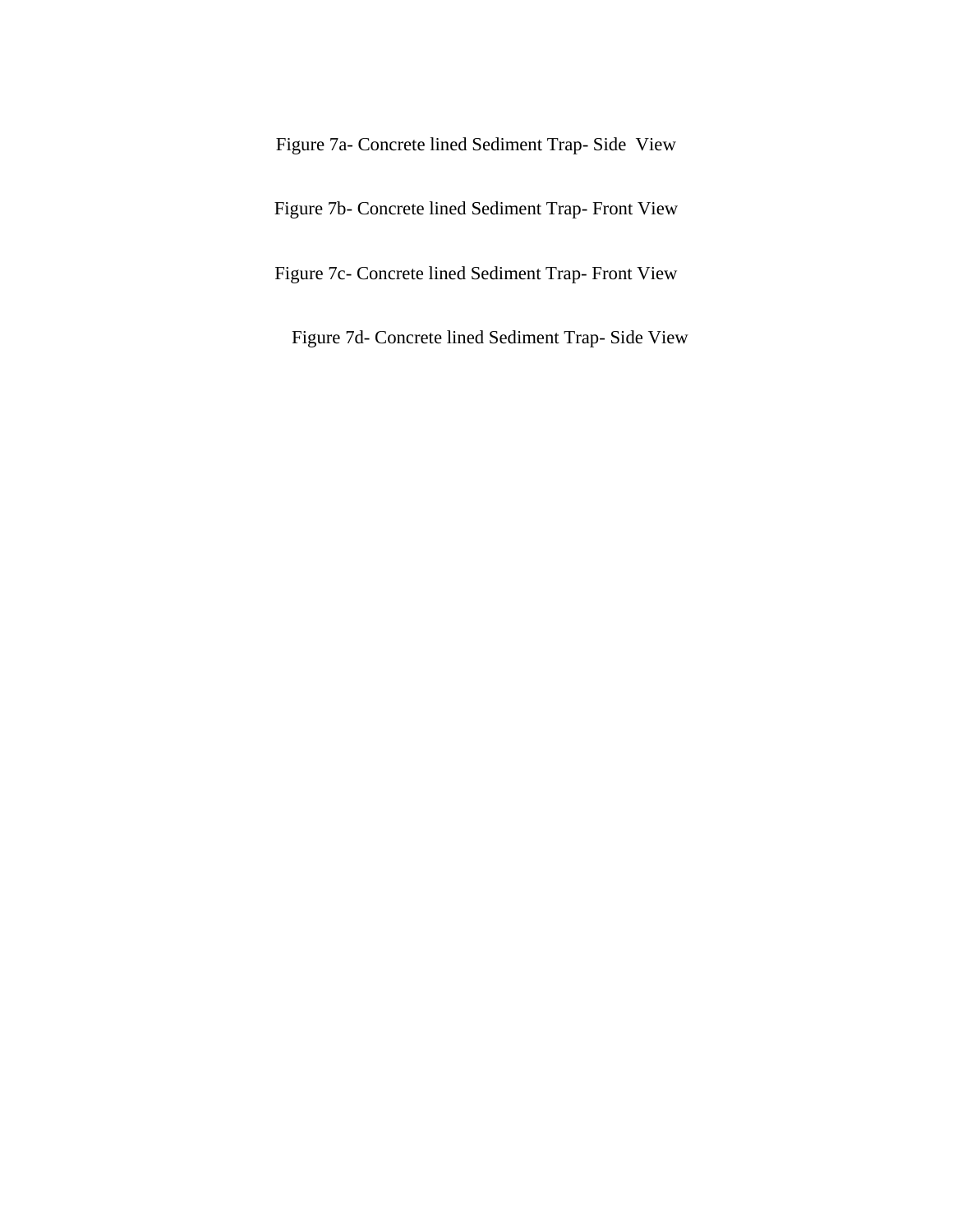Figure 7a- Concrete lined Sediment Trap- Side  View

Figure 7b- Concrete lined Sediment Trap- Front View

Figure 7c- Concrete lined Sediment Trap- Front View

Figure 7d- Concrete lined Sediment Trap- Side View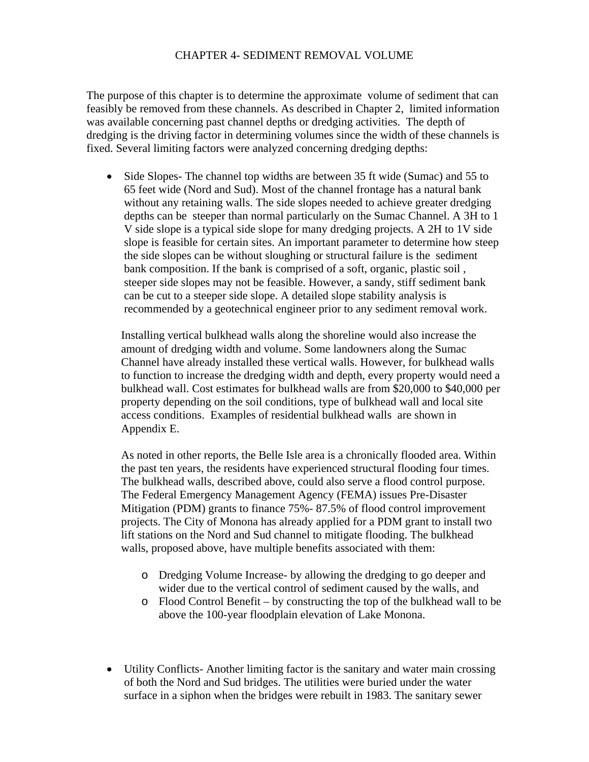# CHAPTER 4- SEDIMENT REMOVAL VOLUME

The purpose of this chapter is to determine the approximate volume of sediment that can feasibly be removed from these channels. As described in Chapter 2, limited information was available concerning past channel depths or dredging activities. The depth of dredging is the driving factor in determining volumes since the width of these channels is fixed. Several limiting factors were analyzed concerning dredging depths:

- Side Slopes- The channel top widths are between 35 ft wide (Sumac) and 55 to 65 feet wide (Nord and Sud). Most of the channel frontage has a natural bank without any retaining walls. The side slopes needed to achieve greater dredging depths can be steeper than normal particularly on the Sumac Channel. A 3H to 1 V side slope is a typical side slope for many dredging projects. A 2H to 1V side slope is feasible for certain sites. An important parameter to determine how steep the side slopes can be without sloughing or structural failure is the sediment bank composition. If the bank is comprised of a soft, organic, plastic soil , steeper side slopes may not be feasible. However, a sandy, stiff sediment bank can be cut to a steeper side slope. A detailed slope stability analysis is recommended by a geotechnical engineer prior to any sediment removal work.

  Installing vertical bulkhead walls along the shoreline would also increase the amount of dredging width and volume. Some landowners along the Sumac Channel have already installed these vertical walls. However, for bulkhead walls to function to increase the dredging width and depth, every property would need a bulkhead wall. Cost estimates for bulkhead walls are from $20,000 to $40,000 per property depending on the soil conditions, type of bulkhead wall and local site access conditions. Examples of residential bulkhead walls are shown in Appendix E.

  As noted in other reports, the Belle Isle area is a chronically flooded area. Within the past ten years, the residents have experienced structural flooding four times. The bulkhead walls, described above, could also serve a flood control purpose. The Federal Emergency Management Agency (FEMA) issues Pre-Disaster Mitigation (PDM) grants to finance 75%- 87.5% of flood control improvement projects. The City of Monona has already applied for a PDM grant to install two lift stations on the Nord and Sud channel to mitigate flooding. The bulkhead walls, proposed above, have multiple benefits associated with them:

  - Dredging Volume Increase- by allowing the dredging to go deeper and wider due to the vertical control of sediment caused by the walls, and
  - Flood Control Benefit – by constructing the top of the bulkhead wall to be above the 100-year floodplain elevation of Lake Monona.

- Utility Conflicts- Another limiting factor is the sanitary and water main crossing of both the Nord and Sud bridges. The utilities were buried under the water surface in a siphon when the bridges were rebuilt in 1983. The sanitary sewer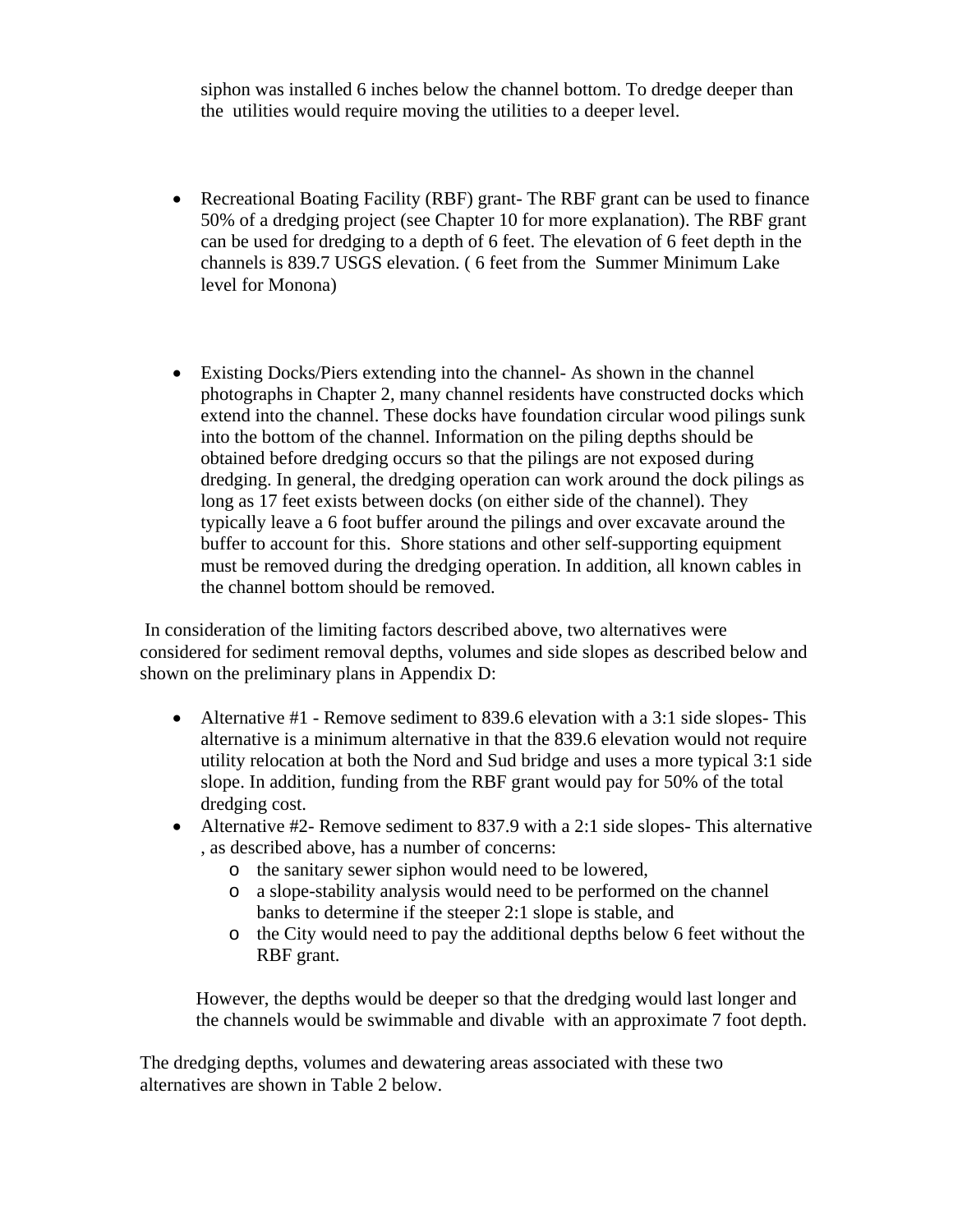siphon was installed 6 inches below the channel bottom. To dredge deeper than the utilities would require moving the utilities to a deeper level.

- Recreational Boating Facility (RBF) grant- The RBF grant can be used to finance 50% of a dredging project (see Chapter 10 for more explanation). The RBF grant can be used for dredging to a depth of 6 feet. The elevation of 6 feet depth in the channels is 839.7 USGS elevation. ( 6 feet from the Summer Minimum Lake level for Monona)

- Existing Docks/Piers extending into the channel- As shown in the channel photographs in Chapter 2, many channel residents have constructed docks which extend into the channel. These docks have foundation circular wood pilings sunk into the bottom of the channel. Information on the piling depths should be obtained before dredging occurs so that the pilings are not exposed during dredging. In general, the dredging operation can work around the dock pilings as long as 17 feet exists between docks (on either side of the channel). They typically leave a 6 foot buffer around the pilings and over excavate around the buffer to account for this. Shore stations and other self-supporting equipment must be removed during the dredging operation. In addition, all known cables in the channel bottom should be removed.

In consideration of the limiting factors described above, two alternatives were considered for sediment removal depths, volumes and side slopes as described below and shown on the preliminary plans in Appendix D:

- Alternative #1 - Remove sediment to 839.6 elevation with a 3:1 side slopes- This alternative is a minimum alternative in that the 839.6 elevation would not require utility relocation at both the Nord and Sud bridge and uses a more typical 3:1 side slope. In addition, funding from the RBF grant would pay for 50% of the total dredging cost.
- Alternative #2- Remove sediment to 837.9 with a 2:1 side slopes- This alternative , as described above, has a number of concerns:
  - the sanitary sewer siphon would need to be lowered,
  - a slope-stability analysis would need to be performed on the channel banks to determine if the steeper 2:1 slope is stable, and
  - the City would need to pay the additional depths below 6 feet without the RBF grant.

  However, the depths would be deeper so that the dredging would last longer and the channels would be swimmable and divable with an approximate 7 foot depth.

The dredging depths, volumes and dewatering areas associated with these two alternatives are shown in Table 2 below.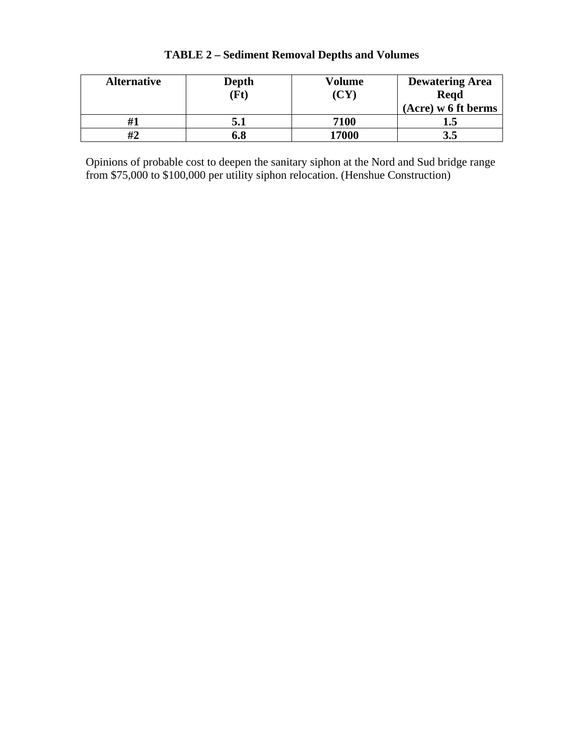**TABLE 2 – Sediment Removal Depths and Volumes**

| Alternative | Depth (Ft) | Volume (CY) | Dewatering Area Reqd (Acre) w 6 ft berms |
|---|---|---|---|
| #1 | 5.1 | 7100 | 1.5 |
| #2 | 6.8 | 17000 | 3.5 |

Opinions of probable cost to deepen the sanitary siphon at the Nord and Sud bridge range from $75,000 to $100,000 per utility siphon relocation. (Henshue Construction)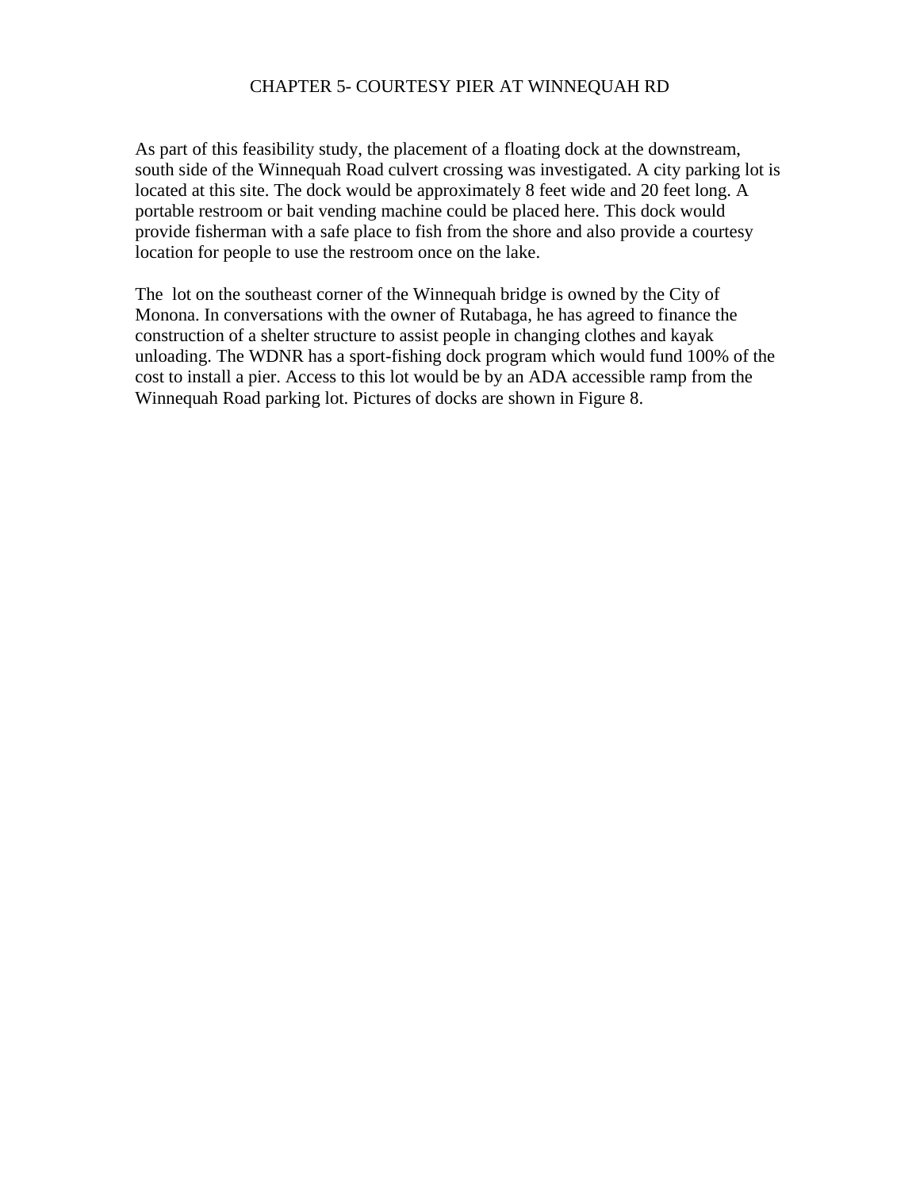# CHAPTER 5- COURTESY PIER AT WINNEQUAH RD

As part of this feasibility study, the placement of a floating dock at the downstream, south side of the Winnequah Road culvert crossing was investigated. A city parking lot is located at this site. The dock would be approximately 8 feet wide and 20 feet long. A portable restroom or bait vending machine could be placed here. This dock would provide fisherman with a safe place to fish from the shore and also provide a courtesy location for people to use the restroom once on the lake.

The lot on the southeast corner of the Winnequah bridge is owned by the City of Monona. In conversations with the owner of Rutabaga, he has agreed to finance the construction of a shelter structure to assist people in changing clothes and kayak unloading. The WDNR has a sport-fishing dock program which would fund 100% of the cost to install a pier. Access to this lot would be by an ADA accessible ramp from the Winnequah Road parking lot. Pictures of docks are shown in Figure 8.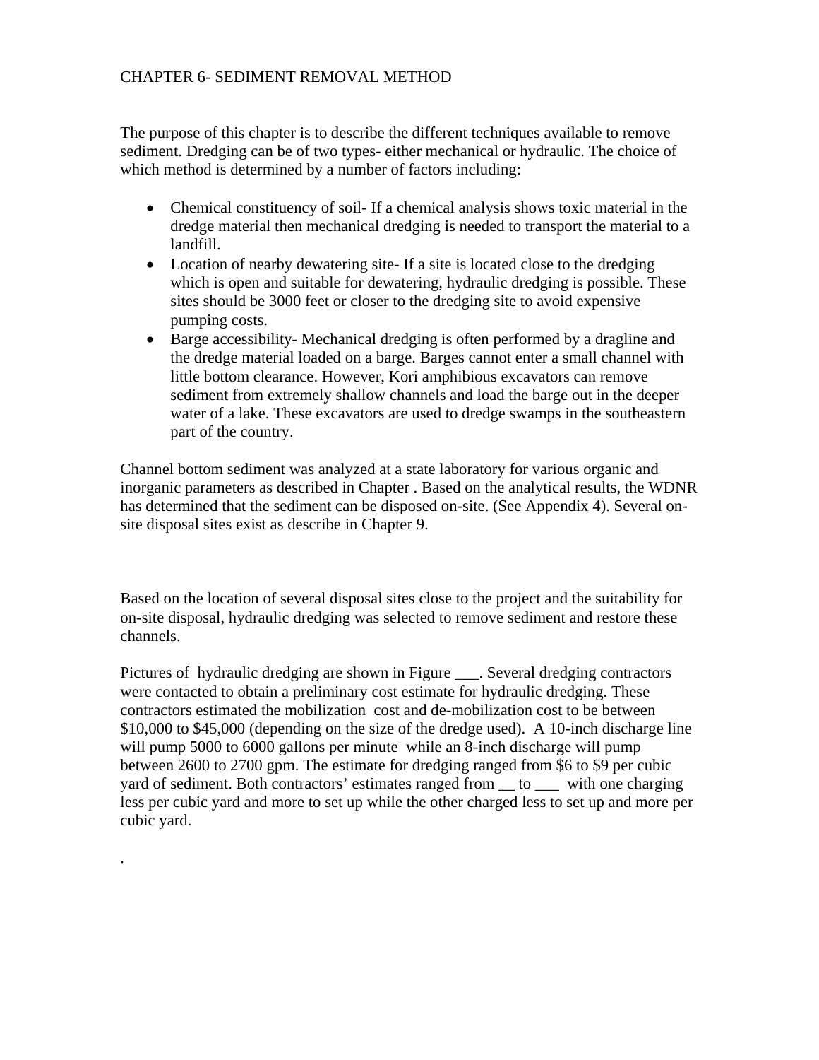# CHAPTER 6- SEDIMENT REMOVAL METHOD

The purpose of this chapter is to describe the different techniques available to remove sediment. Dredging can be of two types- either mechanical or hydraulic. The choice of which method is determined by a number of factors including:

- Chemical constituency of soil- If a chemical analysis shows toxic material in the dredge material then mechanical dredging is needed to transport the material to a landfill.
- Location of nearby dewatering site- If a site is located close to the dredging which is open and suitable for dewatering, hydraulic dredging is possible. These sites should be 3000 feet or closer to the dredging site to avoid expensive pumping costs.
- Barge accessibility- Mechanical dredging is often performed by a dragline and the dredge material loaded on a barge. Barges cannot enter a small channel with little bottom clearance. However, Kori amphibious excavators can remove sediment from extremely shallow channels and load the barge out in the deeper water of a lake. These excavators are used to dredge swamps in the southeastern part of the country.

Channel bottom sediment was analyzed at a state laboratory for various organic and inorganic parameters as described in Chapter . Based on the analytical results, the WDNR has determined that the sediment can be disposed on-site. (See Appendix 4). Several on-site disposal sites exist as describe in Chapter 9.

Based on the location of several disposal sites close to the project and the suitability for on-site disposal, hydraulic dredging was selected to remove sediment and restore these channels.

Pictures of hydraulic dredging are shown in Figure ___. Several dredging contractors were contacted to obtain a preliminary cost estimate for hydraulic dredging. These contractors estimated the mobilization cost and de-mobilization cost to be between $10,000 to $45,000 (depending on the size of the dredge used). A 10-inch discharge line will pump 5000 to 6000 gallons per minute while an 8-inch discharge will pump between 2600 to 2700 gpm. The estimate for dredging ranged from $6 to $9 per cubic yard of sediment. Both contractors' estimates ranged from __ to ___ with one charging less per cubic yard and more to set up while the other charged less to set up and more per cubic yard.

.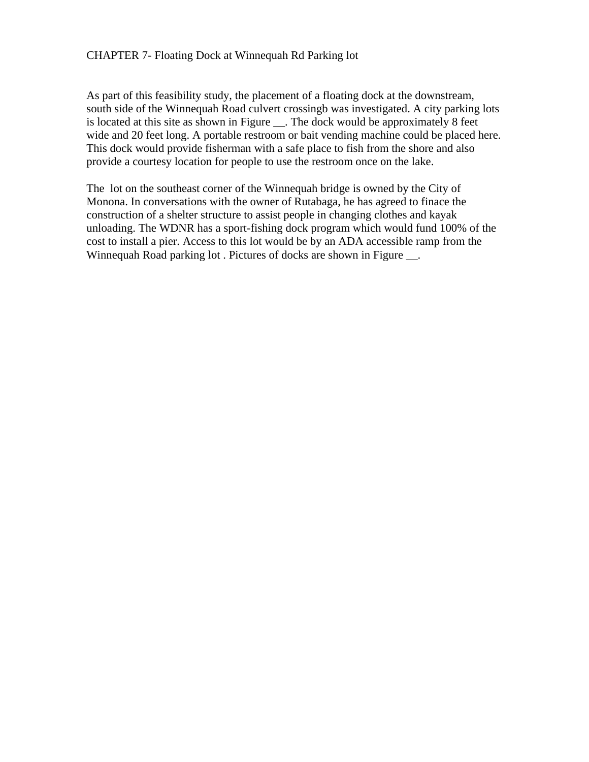# CHAPTER 7- Floating Dock at Winnequah Rd Parking lot

As part of this feasibility study, the placement of a floating dock at the downstream, south side of the Winnequah Road culvert crossingb was investigated. A city parking lots is located at this site as shown in Figure __. The dock would be approximately 8 feet wide and 20 feet long. A portable restroom or bait vending machine could be placed here. This dock would provide fisherman with a safe place to fish from the shore and also provide a courtesy location for people to use the restroom once on the lake.

The lot on the southeast corner of the Winnequah bridge is owned by the City of Monona. In conversations with the owner of Rutabaga, he has agreed to finace the construction of a shelter structure to assist people in changing clothes and kayak unloading. The WDNR has a sport-fishing dock program which would fund 100% of the cost to install a pier. Access to this lot would be by an ADA accessible ramp from the Winnequah Road parking lot . Pictures of docks are shown in Figure __.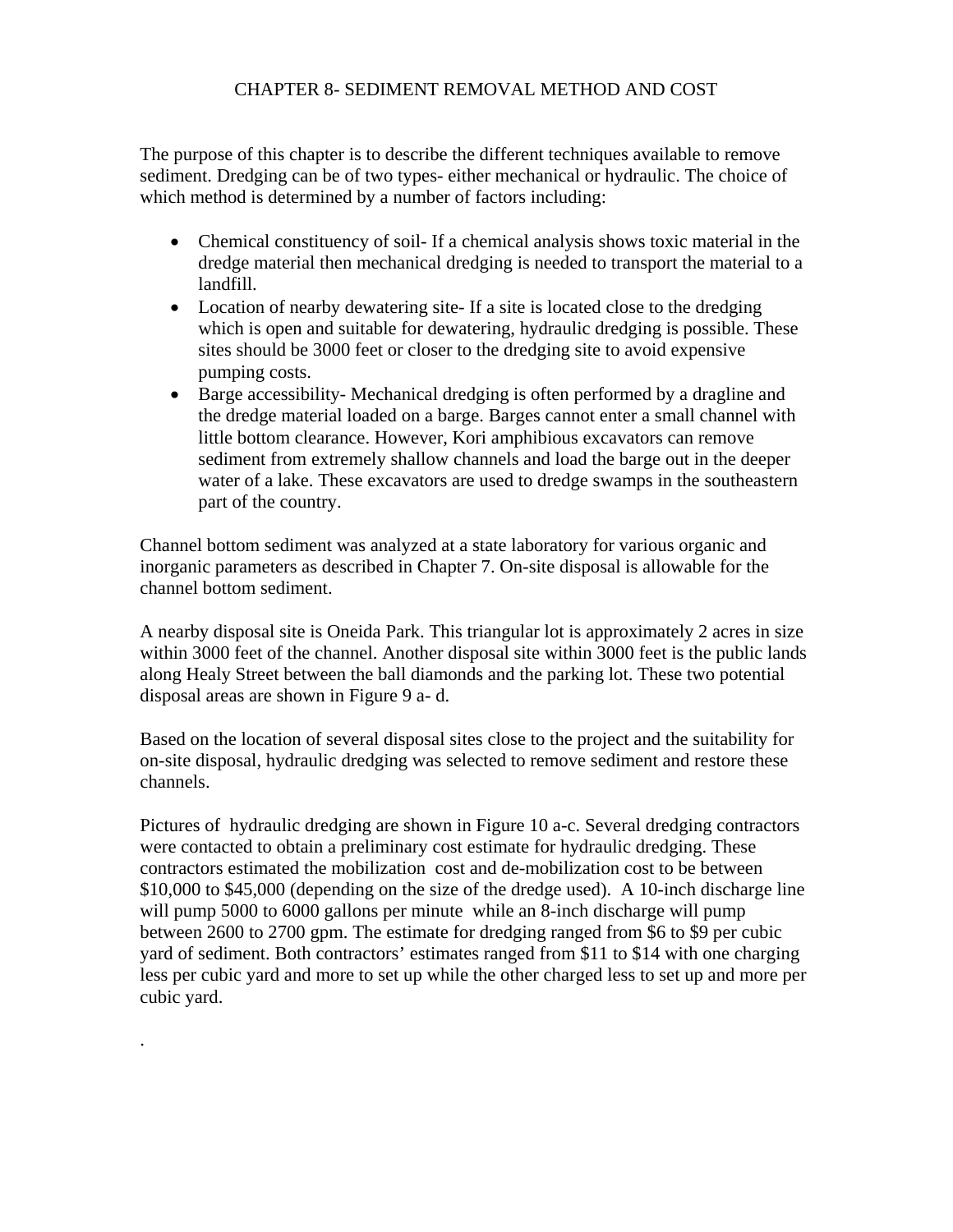# CHAPTER 8- SEDIMENT REMOVAL METHOD AND COST

The purpose of this chapter is to describe the different techniques available to remove sediment. Dredging can be of two types- either mechanical or hydraulic. The choice of which method is determined by a number of factors including:

- Chemical constituency of soil- If a chemical analysis shows toxic material in the dredge material then mechanical dredging is needed to transport the material to a landfill.
- Location of nearby dewatering site- If a site is located close to the dredging which is open and suitable for dewatering, hydraulic dredging is possible. These sites should be 3000 feet or closer to the dredging site to avoid expensive pumping costs.
- Barge accessibility- Mechanical dredging is often performed by a dragline and the dredge material loaded on a barge. Barges cannot enter a small channel with little bottom clearance. However, Kori amphibious excavators can remove sediment from extremely shallow channels and load the barge out in the deeper water of a lake. These excavators are used to dredge swamps in the southeastern part of the country.

Channel bottom sediment was analyzed at a state laboratory for various organic and inorganic parameters as described in Chapter 7. On-site disposal is allowable for the channel bottom sediment.

A nearby disposal site is Oneida Park. This triangular lot is approximately 2 acres in size within 3000 feet of the channel. Another disposal site within 3000 feet is the public lands along Healy Street between the ball diamonds and the parking lot. These two potential disposal areas are shown in Figure 9 a- d.

Based on the location of several disposal sites close to the project and the suitability for on-site disposal, hydraulic dredging was selected to remove sediment and restore these channels.

Pictures of hydraulic dredging are shown in Figure 10 a-c. Several dredging contractors were contacted to obtain a preliminary cost estimate for hydraulic dredging. These contractors estimated the mobilization cost and de-mobilization cost to be between $10,000 to $45,000 (depending on the size of the dredge used). A 10-inch discharge line will pump 5000 to 6000 gallons per minute while an 8-inch discharge will pump between 2600 to 2700 gpm. The estimate for dredging ranged from $6 to $9 per cubic yard of sediment. Both contractors' estimates ranged from $11 to $14 with one charging less per cubic yard and more to set up while the other charged less to set up and more per cubic yard.

.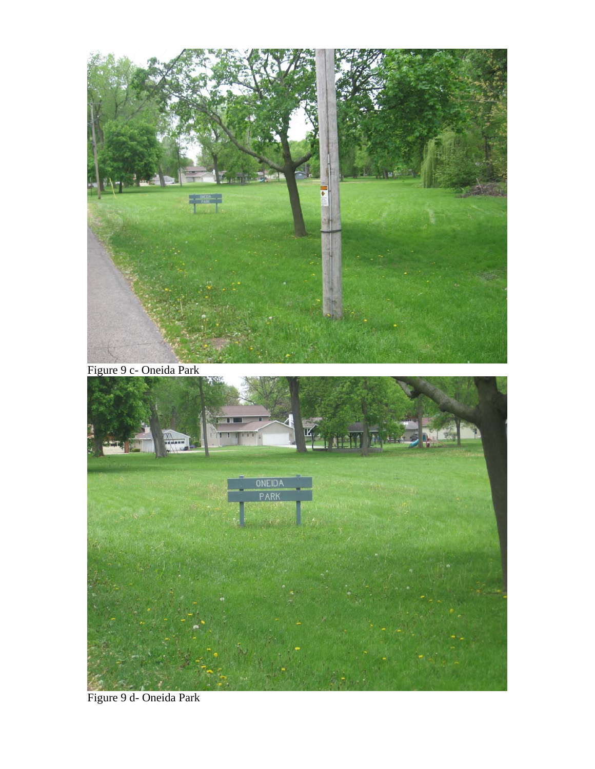Figure 9 c- Oneida Park

Figure 9 d- Oneida Park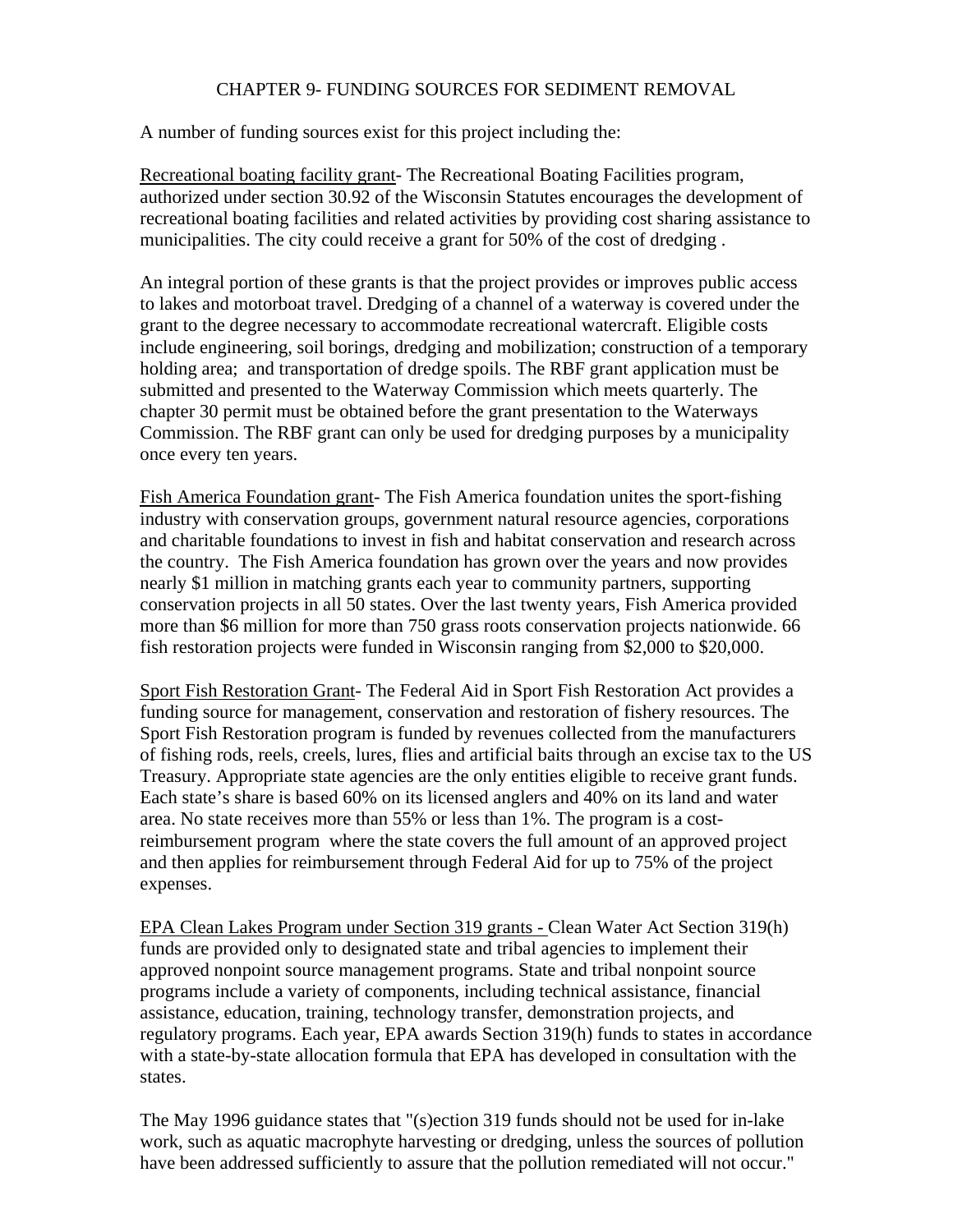# CHAPTER 9- FUNDING SOURCES FOR SEDIMENT REMOVAL

A number of funding sources exist for this project including the:

Recreational boating facility grant- The Recreational Boating Facilities program, authorized under section 30.92 of the Wisconsin Statutes encourages the development of recreational boating facilities and related activities by providing cost sharing assistance to municipalities. The city could receive a grant for 50% of the cost of dredging .

An integral portion of these grants is that the project provides or improves public access to lakes and motorboat travel. Dredging of a channel of a waterway is covered under the grant to the degree necessary to accommodate recreational watercraft. Eligible costs include engineering, soil borings, dredging and mobilization; construction of a temporary holding area; and transportation of dredge spoils. The RBF grant application must be submitted and presented to the Waterway Commission which meets quarterly. The chapter 30 permit must be obtained before the grant presentation to the Waterways Commission. The RBF grant can only be used for dredging purposes by a municipality once every ten years.

Fish America Foundation grant- The Fish America foundation unites the sport-fishing industry with conservation groups, government natural resource agencies, corporations and charitable foundations to invest in fish and habitat conservation and research across the country. The Fish America foundation has grown over the years and now provides nearly $1 million in matching grants each year to community partners, supporting conservation projects in all 50 states. Over the last twenty years, Fish America provided more than $6 million for more than 750 grass roots conservation projects nationwide. 66 fish restoration projects were funded in Wisconsin ranging from $2,000 to $20,000.

Sport Fish Restoration Grant- The Federal Aid in Sport Fish Restoration Act provides a funding source for management, conservation and restoration of fishery resources. The Sport Fish Restoration program is funded by revenues collected from the manufacturers of fishing rods, reels, creels, lures, flies and artificial baits through an excise tax to the US Treasury. Appropriate state agencies are the only entities eligible to receive grant funds. Each state's share is based 60% on its licensed anglers and 40% on its land and water area. No state receives more than 55% or less than 1%. The program is a cost-reimbursement program where the state covers the full amount of an approved project and then applies for reimbursement through Federal Aid for up to 75% of the project expenses.

EPA Clean Lakes Program under Section 319 grants - Clean Water Act Section 319(h) funds are provided only to designated state and tribal agencies to implement their approved nonpoint source management programs. State and tribal nonpoint source programs include a variety of components, including technical assistance, financial assistance, education, training, technology transfer, demonstration projects, and regulatory programs. Each year, EPA awards Section 319(h) funds to states in accordance with a state-by-state allocation formula that EPA has developed in consultation with the states.

The May 1996 guidance states that "(s)ection 319 funds should not be used for in-lake work, such as aquatic macrophyte harvesting or dredging, unless the sources of pollution have been addressed sufficiently to assure that the pollution remediated will not occur."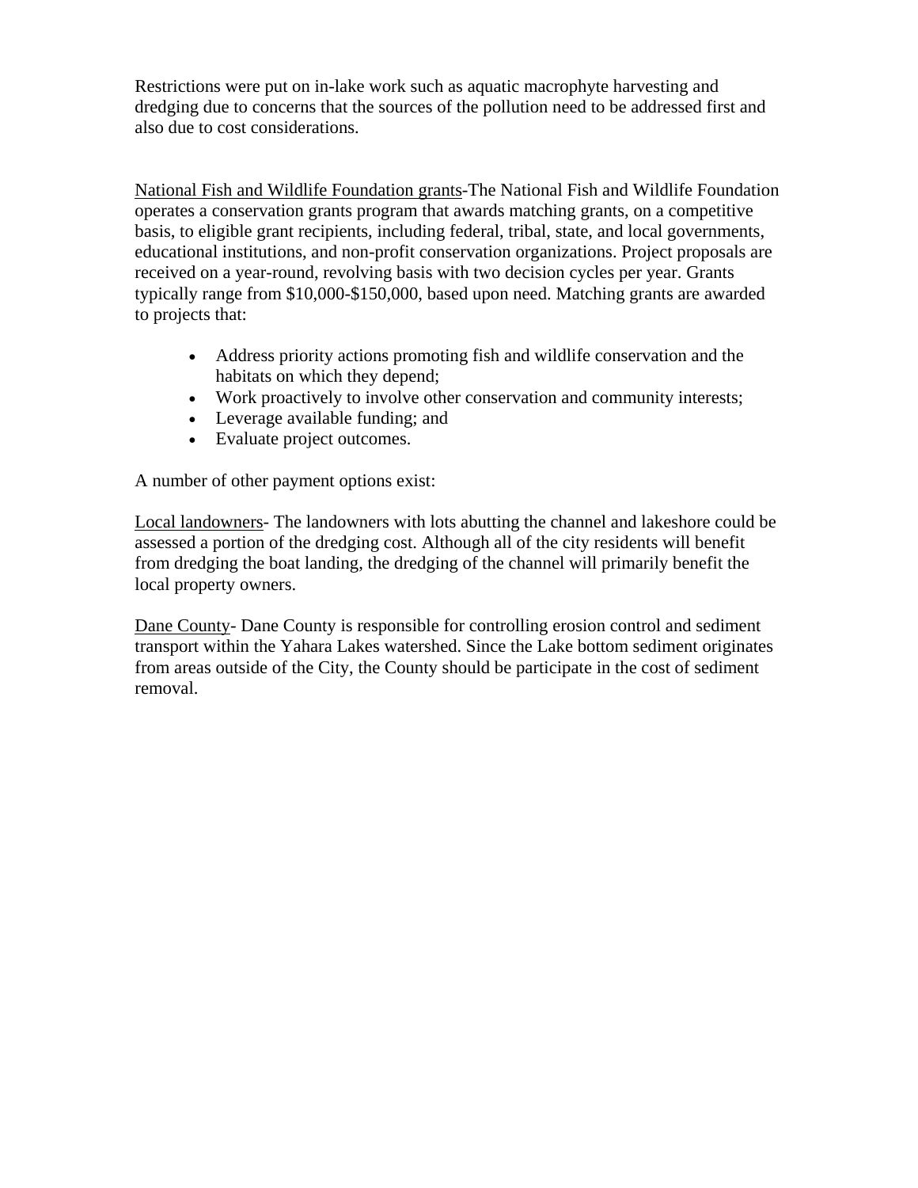Restrictions were put on in-lake work such as aquatic macrophyte harvesting and dredging due to concerns that the sources of the pollution need to be addressed first and also due to cost considerations.

<u>National Fish and Wildlife Foundation grants</u>-The National Fish and Wildlife Foundation operates a conservation grants program that awards matching grants, on a competitive basis, to eligible grant recipients, including federal, tribal, state, and local governments, educational institutions, and non-profit conservation organizations. Project proposals are received on a year-round, revolving basis with two decision cycles per year. Grants typically range from $10,000-$150,000, based upon need. Matching grants are awarded to projects that:

- Address priority actions promoting fish and wildlife conservation and the habitats on which they depend;
- Work proactively to involve other conservation and community interests;
- Leverage available funding; and
- Evaluate project outcomes.

A number of other payment options exist:

<u>Local landowners</u>- The landowners with lots abutting the channel and lakeshore could be assessed a portion of the dredging cost. Although all of the city residents will benefit from dredging the boat landing, the dredging of the channel will primarily benefit the local property owners.

<u>Dane County</u>- Dane County is responsible for controlling erosion control and sediment transport within the Yahara Lakes watershed. Since the Lake bottom sediment originates from areas outside of the City, the County should be participate in the cost of sediment removal.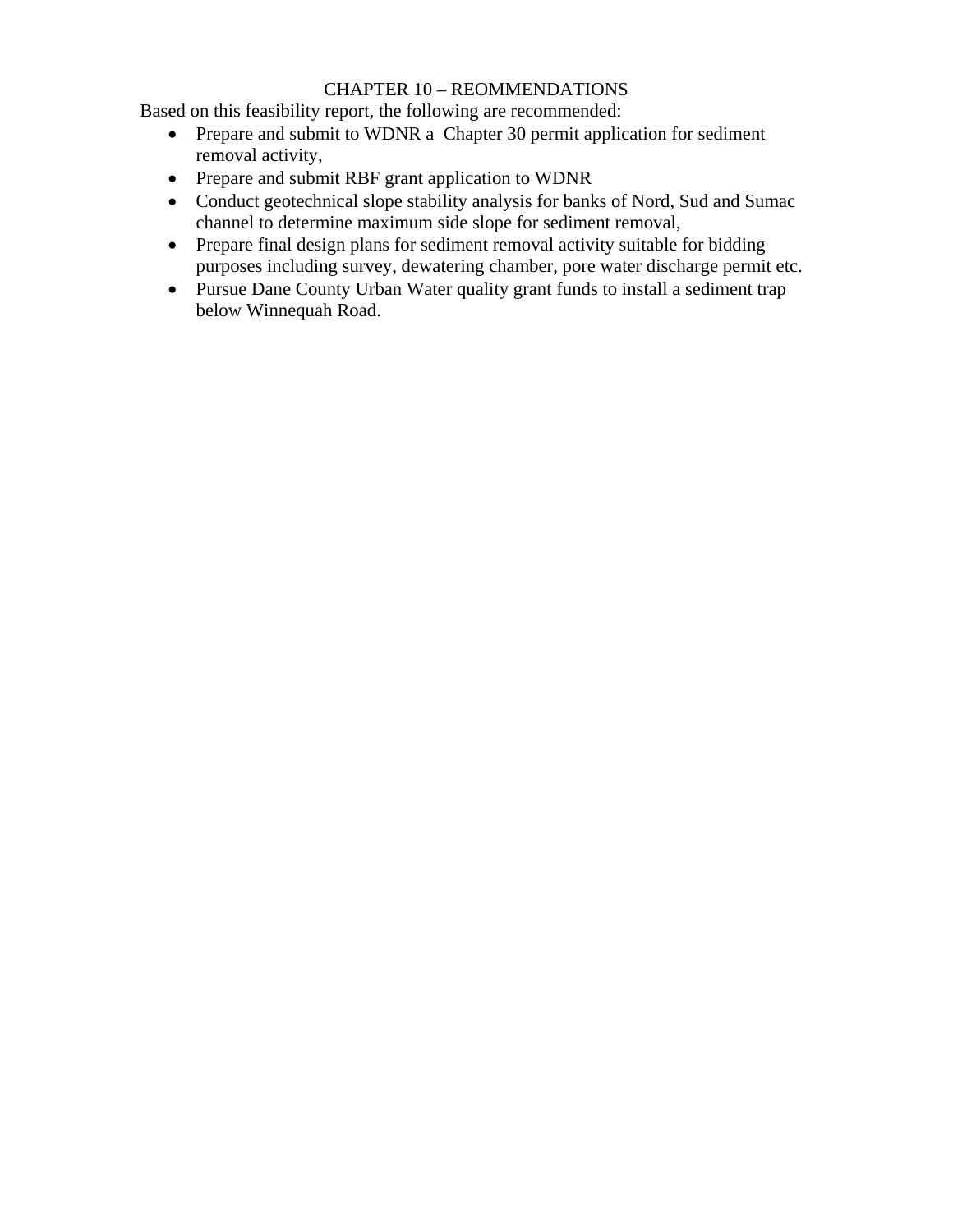# CHAPTER 10 – REOMMENDATIONS

Based on this feasibility report, the following are recommended:

- Prepare and submit to WDNR a Chapter 30 permit application for sediment removal activity,
- Prepare and submit RBF grant application to WDNR
- Conduct geotechnical slope stability analysis for banks of Nord, Sud and Sumac channel to determine maximum side slope for sediment removal,
- Prepare final design plans for sediment removal activity suitable for bidding purposes including survey, dewatering chamber, pore water discharge permit etc.
- Pursue Dane County Urban Water quality grant funds to install a sediment trap below Winnequah Road.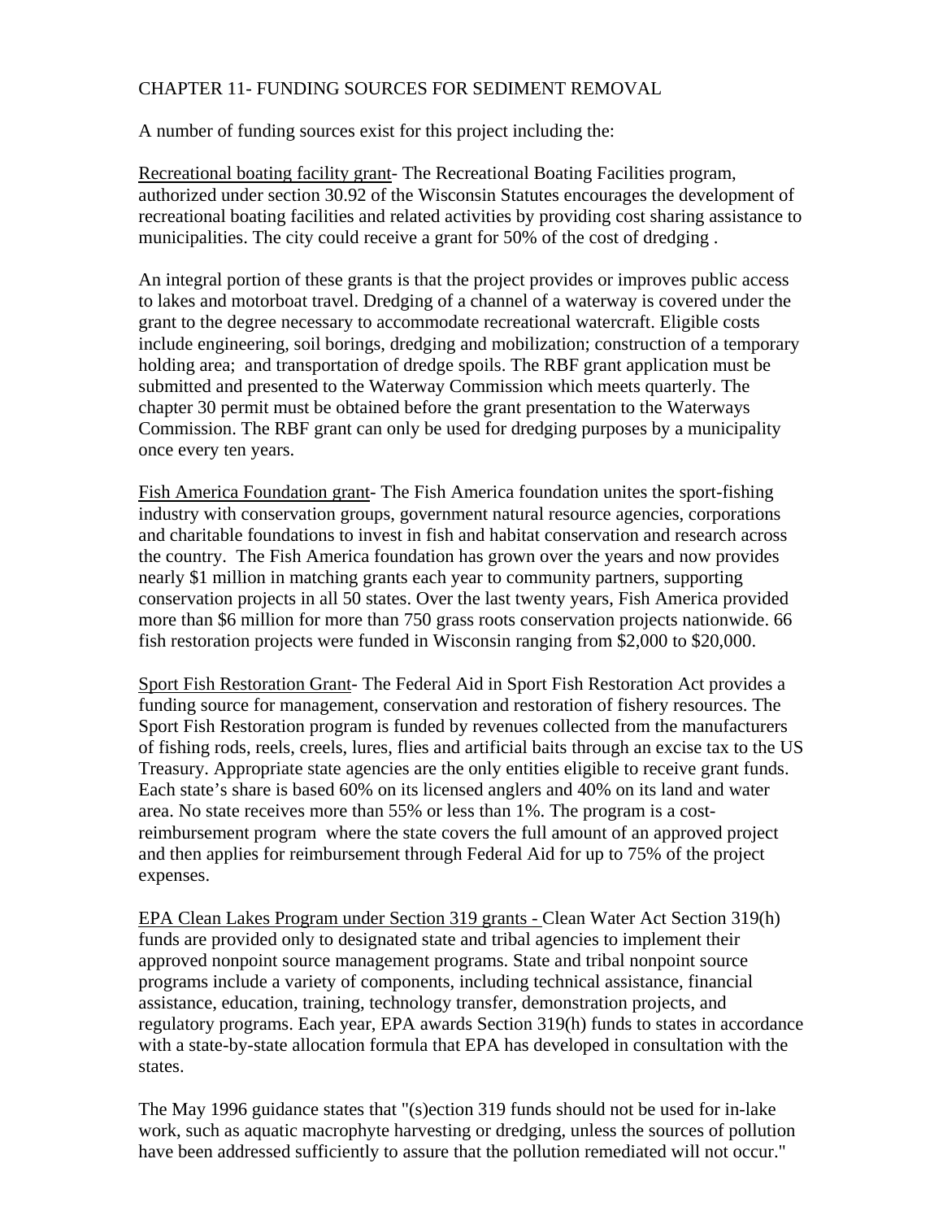CHAPTER 11- FUNDING SOURCES FOR SEDIMENT REMOVAL

A number of funding sources exist for this project including the:

Recreational boating facility grant- The Recreational Boating Facilities program, authorized under section 30.92 of the Wisconsin Statutes encourages the development of recreational boating facilities and related activities by providing cost sharing assistance to municipalities. The city could receive a grant for 50% of the cost of dredging .

An integral portion of these grants is that the project provides or improves public access to lakes and motorboat travel. Dredging of a channel of a waterway is covered under the grant to the degree necessary to accommodate recreational watercraft. Eligible costs include engineering, soil borings, dredging and mobilization; construction of a temporary holding area; and transportation of dredge spoils. The RBF grant application must be submitted and presented to the Waterway Commission which meets quarterly. The chapter 30 permit must be obtained before the grant presentation to the Waterways Commission. The RBF grant can only be used for dredging purposes by a municipality once every ten years.

Fish America Foundation grant- The Fish America foundation unites the sport-fishing industry with conservation groups, government natural resource agencies, corporations and charitable foundations to invest in fish and habitat conservation and research across the country. The Fish America foundation has grown over the years and now provides nearly $1 million in matching grants each year to community partners, supporting conservation projects in all 50 states. Over the last twenty years, Fish America provided more than $6 million for more than 750 grass roots conservation projects nationwide. 66 fish restoration projects were funded in Wisconsin ranging from $2,000 to $20,000.

Sport Fish Restoration Grant- The Federal Aid in Sport Fish Restoration Act provides a funding source for management, conservation and restoration of fishery resources. The Sport Fish Restoration program is funded by revenues collected from the manufacturers of fishing rods, reels, creels, lures, flies and artificial baits through an excise tax to the US Treasury. Appropriate state agencies are the only entities eligible to receive grant funds. Each state's share is based 60% on its licensed anglers and 40% on its land and water area. No state receives more than 55% or less than 1%. The program is a cost-reimbursement program where the state covers the full amount of an approved project and then applies for reimbursement through Federal Aid for up to 75% of the project expenses.

EPA Clean Lakes Program under Section 319 grants - Clean Water Act Section 319(h) funds are provided only to designated state and tribal agencies to implement their approved nonpoint source management programs. State and tribal nonpoint source programs include a variety of components, including technical assistance, financial assistance, education, training, technology transfer, demonstration projects, and regulatory programs. Each year, EPA awards Section 319(h) funds to states in accordance with a state-by-state allocation formula that EPA has developed in consultation with the states.

The May 1996 guidance states that "(s)ection 319 funds should not be used for in-lake work, such as aquatic macrophyte harvesting or dredging, unless the sources of pollution have been addressed sufficiently to assure that the pollution remediated will not occur."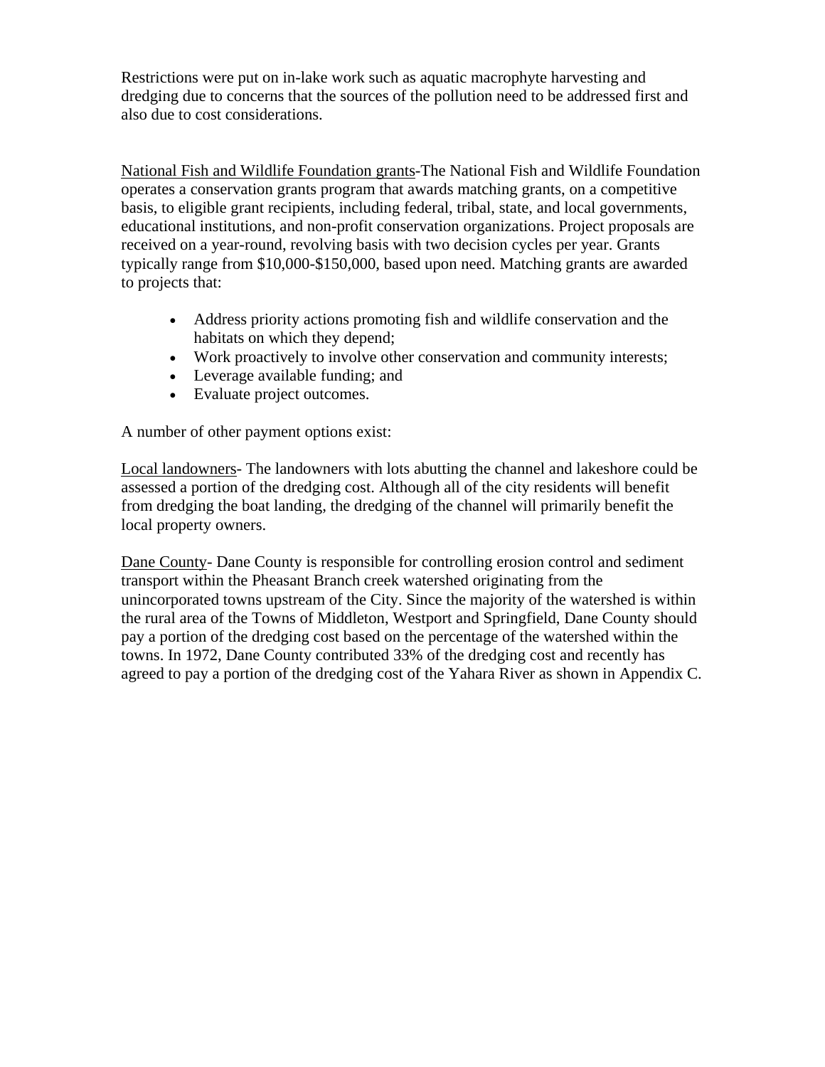Restrictions were put on in-lake work such as aquatic macrophyte harvesting and dredging due to concerns that the sources of the pollution need to be addressed first and also due to cost considerations.

<u>National Fish and Wildlife Foundation grants</u>-The National Fish and Wildlife Foundation operates a conservation grants program that awards matching grants, on a competitive basis, to eligible grant recipients, including federal, tribal, state, and local governments, educational institutions, and non-profit conservation organizations. Project proposals are received on a year-round, revolving basis with two decision cycles per year. Grants typically range from $10,000-$150,000, based upon need. Matching grants are awarded to projects that:

- Address priority actions promoting fish and wildlife conservation and the habitats on which they depend;
- Work proactively to involve other conservation and community interests;
- Leverage available funding; and
- Evaluate project outcomes.

A number of other payment options exist:

<u>Local landowners</u>- The landowners with lots abutting the channel and lakeshore could be assessed a portion of the dredging cost. Although all of the city residents will benefit from dredging the boat landing, the dredging of the channel will primarily benefit the local property owners.

<u>Dane County</u>- Dane County is responsible for controlling erosion control and sediment transport within the Pheasant Branch creek watershed originating from the unincorporated towns upstream of the City. Since the majority of the watershed is within the rural area of the Towns of Middleton, Westport and Springfield, Dane County should pay a portion of the dredging cost based on the percentage of the watershed within the towns. In 1972, Dane County contributed 33% of the dredging cost and recently has agreed to pay a portion of the dredging cost of the Yahara River as shown in Appendix C.